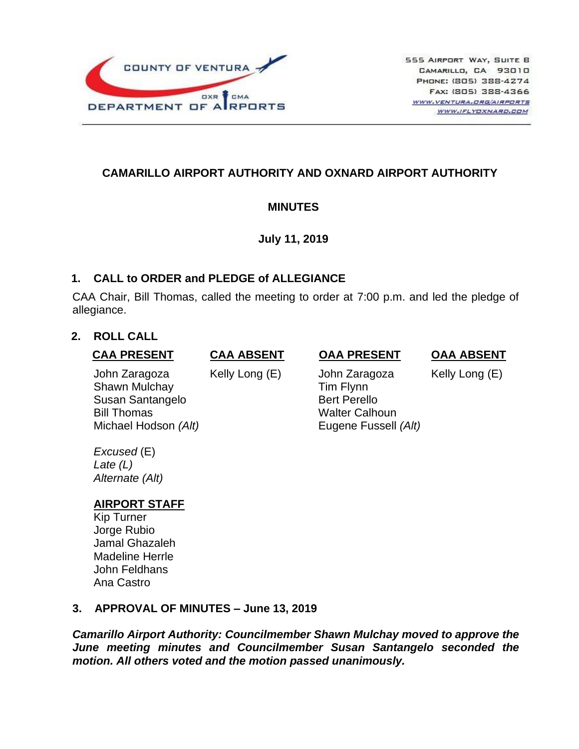COUNTY OF VENTURA
DEPARTMENT OF AIRPORTS

555 Airport Way, Suite B
Camarillo, CA 93010
Phone: (805) 388-4274
Fax: (805) 388-4366
www.ventura.org/airports
www.iflyoxnard.com

## CAMARILLO AIRPORT AUTHORITY AND OXNARD AIRPORT AUTHORITY

## MINUTES

**July 11, 2019**

### 1. CALL to ORDER and PLEDGE of ALLEGIANCE

CAA Chair, Bill Thomas, called the meeting to order at 7:00 p.m. and led the pledge of allegiance.

### 2. ROLL CALL

| CAA PRESENT | CAA ABSENT | OAA PRESENT | OAA ABSENT |
|---|---|---|---|
| John Zaragoza | Kelly Long (E) | John Zaragoza | Kelly Long (E) |
| Shawn Mulchay | | Tim Flynn | |
| Susan Santangelo | | Bert Perello | |
| Bill Thomas | | Walter Calhoun | |
| Michael Hodson *(Alt)* | | Eugene Fussell *(Alt)* | |

*Excused* (E)
*Late (L)*
*Alternate (Alt)*

**AIRPORT STAFF**
Kip Turner
Jorge Rubio
Jamal Ghazaleh
Madeline Herrle
John Feldhans
Ana Castro

### 3. APPROVAL OF MINUTES – June 13, 2019

***Camarillo Airport Authority: Councilmember Shawn Mulchay moved to approve the June meeting minutes and Councilmember Susan Santangelo seconded the motion. All others voted and the motion passed unanimously.***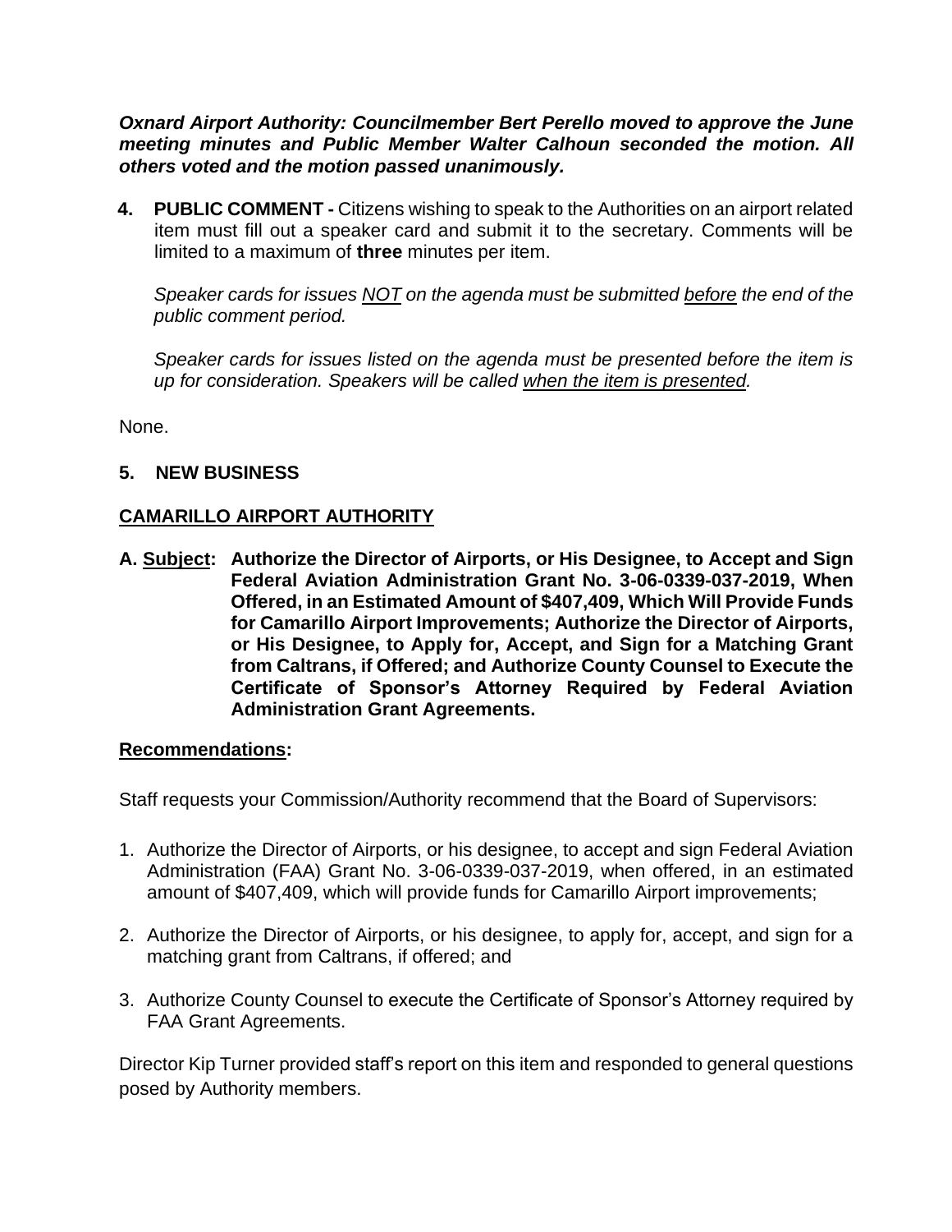***Oxnard Airport Authority: Councilmember Bert Perello moved to approve the June meeting minutes and Public Member Walter Calhoun seconded the motion. All others voted and the motion passed unanimously.***

**4. PUBLIC COMMENT -** Citizens wishing to speak to the Authorities on an airport related item must fill out a speaker card and submit it to the secretary. Comments will be limited to a maximum of **three** minutes per item.

*Speaker cards for issues NOT on the agenda must be submitted before the end of the public comment period.*

*Speaker cards for issues listed on the agenda must be presented before the item is up for consideration. Speakers will be called when the item is presented.*

None.

## 5. NEW BUSINESS

### CAMARILLO AIRPORT AUTHORITY

**A. Subject: Authorize the Director of Airports, or His Designee, to Accept and Sign Federal Aviation Administration Grant No. 3-06-0339-037-2019, When Offered, in an Estimated Amount of $407,409, Which Will Provide Funds for Camarillo Airport Improvements; Authorize the Director of Airports, or His Designee, to Apply for, Accept, and Sign for a Matching Grant from Caltrans, if Offered; and Authorize County Counsel to Execute the Certificate of Sponsor's Attorney Required by Federal Aviation Administration Grant Agreements.**

**Recommendations:**

Staff requests your Commission/Authority recommend that the Board of Supervisors:

1. Authorize the Director of Airports, or his designee, to accept and sign Federal Aviation Administration (FAA) Grant No. 3-06-0339-037-2019, when offered, in an estimated amount of $407,409, which will provide funds for Camarillo Airport improvements;
2. Authorize the Director of Airports, or his designee, to apply for, accept, and sign for a matching grant from Caltrans, if offered; and
3. Authorize County Counsel to execute the Certificate of Sponsor's Attorney required by FAA Grant Agreements.

Director Kip Turner provided staff's report on this item and responded to general questions posed by Authority members.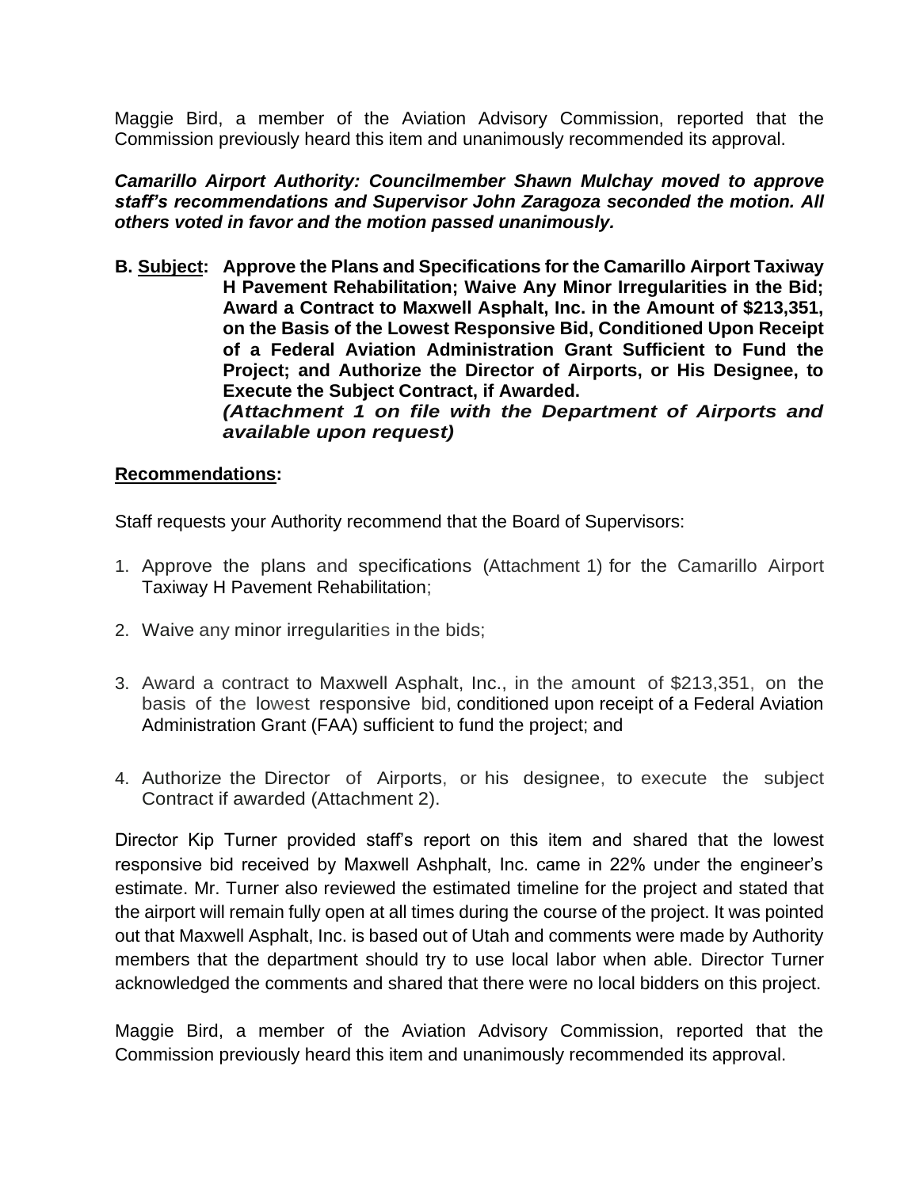Maggie Bird, a member of the Aviation Advisory Commission, reported that the Commission previously heard this item and unanimously recommended its approval.

***Camarillo Airport Authority: Councilmember Shawn Mulchay moved to approve staff's recommendations and Supervisor John Zaragoza seconded the motion. All others voted in favor and the motion passed unanimously.***

**B. <u>Subject</u>: Approve the Plans and Specifications for the Camarillo Airport Taxiway H Pavement Rehabilitation; Waive Any Minor Irregularities in the Bid; Award a Contract to Maxwell Asphalt, Inc. in the Amount of $213,351, on the Basis of the Lowest Responsive Bid, Conditioned Upon Receipt of a Federal Aviation Administration Grant Sufficient to Fund the Project; and Authorize the Director of Airports, or His Designee, to Execute the Subject Contract, if Awarded.**
***(Attachment 1 on file with the Department of Airports and available upon request)***

**<u>Recommendations</u>:**

Staff requests your Authority recommend that the Board of Supervisors:

1. Approve the plans and specifications (Attachment 1) for the Camarillo Airport Taxiway H Pavement Rehabilitation;

2. Waive any minor irregularities in the bids;

3. Award a contract to Maxwell Asphalt, Inc., in the amount of $213,351, on the basis of the lowest responsive bid, conditioned upon receipt of a Federal Aviation Administration Grant (FAA) sufficient to fund the project; and

4. Authorize the Director of Airports, or his designee, to execute the subject Contract if awarded (Attachment 2).

Director Kip Turner provided staff's report on this item and shared that the lowest responsive bid received by Maxwell Ashphalt, Inc. came in 22% under the engineer's estimate. Mr. Turner also reviewed the estimated timeline for the project and stated that the airport will remain fully open at all times during the course of the project. It was pointed out that Maxwell Asphalt, Inc. is based out of Utah and comments were made by Authority members that the department should try to use local labor when able. Director Turner acknowledged the comments and shared that there were no local bidders on this project.

Maggie Bird, a member of the Aviation Advisory Commission, reported that the Commission previously heard this item and unanimously recommended its approval.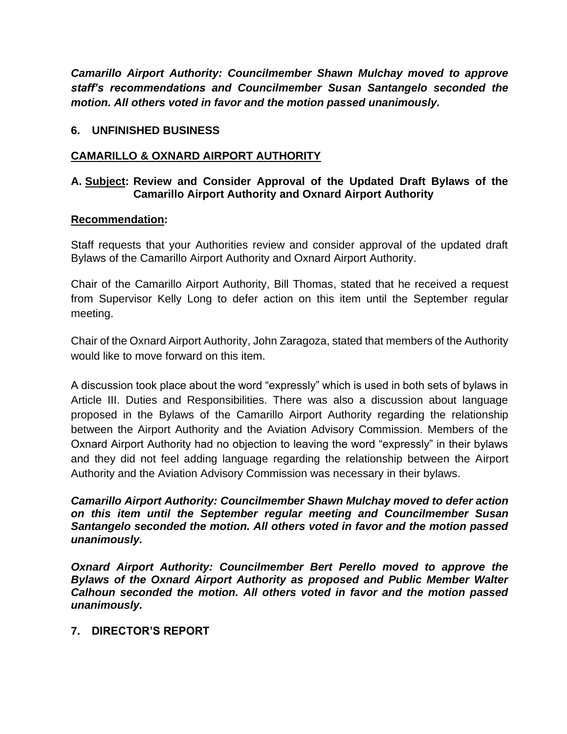***Camarillo Airport Authority: Councilmember Shawn Mulchay moved to approve staff's recommendations and Councilmember Susan Santangelo seconded the motion. All others voted in favor and the motion passed unanimously.***

## 6. UNFINISHED BUSINESS

### CAMARILLO & OXNARD AIRPORT AUTHORITY

**A. Subject: Review and Consider Approval of the Updated Draft Bylaws of the Camarillo Airport Authority and Oxnard Airport Authority**

**Recommendation:**

Staff requests that your Authorities review and consider approval of the updated draft Bylaws of the Camarillo Airport Authority and Oxnard Airport Authority.

Chair of the Camarillo Airport Authority, Bill Thomas, stated that he received a request from Supervisor Kelly Long to defer action on this item until the September regular meeting.

Chair of the Oxnard Airport Authority, John Zaragoza, stated that members of the Authority would like to move forward on this item.

A discussion took place about the word "expressly" which is used in both sets of bylaws in Article III. Duties and Responsibilities. There was also a discussion about language proposed in the Bylaws of the Camarillo Airport Authority regarding the relationship between the Airport Authority and the Aviation Advisory Commission. Members of the Oxnard Airport Authority had no objection to leaving the word "expressly" in their bylaws and they did not feel adding language regarding the relationship between the Airport Authority and the Aviation Advisory Commission was necessary in their bylaws.

***Camarillo Airport Authority: Councilmember Shawn Mulchay moved to defer action on this item until the September regular meeting and Councilmember Susan Santangelo seconded the motion. All others voted in favor and the motion passed unanimously.***

***Oxnard Airport Authority: Councilmember Bert Perello moved to approve the Bylaws of the Oxnard Airport Authority as proposed and Public Member Walter Calhoun seconded the motion. All others voted in favor and the motion passed unanimously.***

## 7. DIRECTOR'S REPORT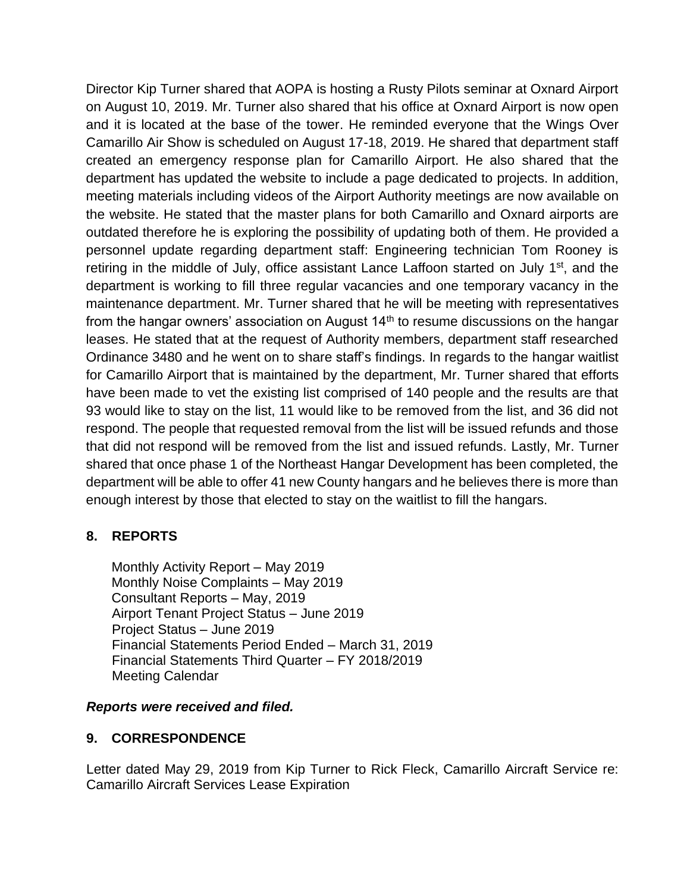Director Kip Turner shared that AOPA is hosting a Rusty Pilots seminar at Oxnard Airport on August 10, 2019. Mr. Turner also shared that his office at Oxnard Airport is now open and it is located at the base of the tower. He reminded everyone that the Wings Over Camarillo Air Show is scheduled on August 17-18, 2019. He shared that department staff created an emergency response plan for Camarillo Airport. He also shared that the department has updated the website to include a page dedicated to projects. In addition, meeting materials including videos of the Airport Authority meetings are now available on the website. He stated that the master plans for both Camarillo and Oxnard airports are outdated therefore he is exploring the possibility of updating both of them. He provided a personnel update regarding department staff: Engineering technician Tom Rooney is retiring in the middle of July, office assistant Lance Laffoon started on July 1st, and the department is working to fill three regular vacancies and one temporary vacancy in the maintenance department. Mr. Turner shared that he will be meeting with representatives from the hangar owners' association on August 14th to resume discussions on the hangar leases. He stated that at the request of Authority members, department staff researched Ordinance 3480 and he went on to share staff's findings. In regards to the hangar waitlist for Camarillo Airport that is maintained by the department, Mr. Turner shared that efforts have been made to vet the existing list comprised of 140 people and the results are that 93 would like to stay on the list, 11 would like to be removed from the list, and 36 did not respond. The people that requested removal from the list will be issued refunds and those that did not respond will be removed from the list and issued refunds. Lastly, Mr. Turner shared that once phase 1 of the Northeast Hangar Development has been completed, the department will be able to offer 41 new County hangars and he believes there is more than enough interest by those that elected to stay on the waitlist to fill the hangars.

## 8. REPORTS

Monthly Activity Report – May 2019
Monthly Noise Complaints – May 2019
Consultant Reports – May, 2019
Airport Tenant Project Status – June 2019
Project Status – June 2019
Financial Statements Period Ended – March 31, 2019
Financial Statements Third Quarter – FY 2018/2019
Meeting Calendar

***Reports were received and filed.***

## 9. CORRESPONDENCE

Letter dated May 29, 2019 from Kip Turner to Rick Fleck, Camarillo Aircraft Service re: Camarillo Aircraft Services Lease Expiration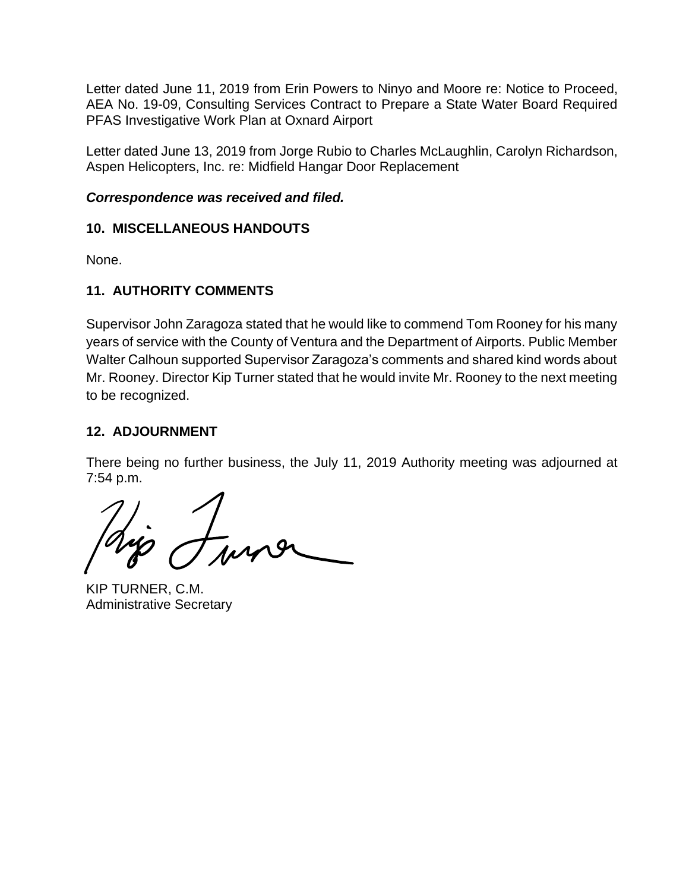Letter dated June 11, 2019 from Erin Powers to Ninyo and Moore re: Notice to Proceed, AEA No. 19-09, Consulting Services Contract to Prepare a State Water Board Required PFAS Investigative Work Plan at Oxnard Airport

Letter dated June 13, 2019 from Jorge Rubio to Charles McLaughlin, Carolyn Richardson, Aspen Helicopters, Inc. re: Midfield Hangar Door Replacement

***Correspondence was received and filed.***

## 10. MISCELLANEOUS HANDOUTS

None.

## 11. AUTHORITY COMMENTS

Supervisor John Zaragoza stated that he would like to commend Tom Rooney for his many years of service with the County of Ventura and the Department of Airports. Public Member Walter Calhoun supported Supervisor Zaragoza's comments and shared kind words about Mr. Rooney. Director Kip Turner stated that he would invite Mr. Rooney to the next meeting to be recognized.

## 12. ADJOURNMENT

There being no further business, the July 11, 2019 Authority meeting was adjourned at 7:54 p.m.

KIP TURNER, C.M.
Administrative Secretary